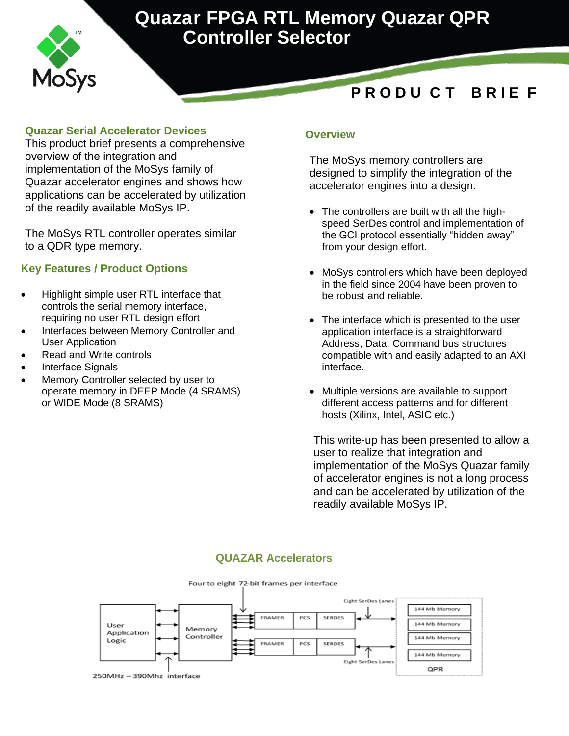# Quazar FPGA RTL Memory Quazar QPR Controller Selector

**PRODUCT BRIEF**

## Quazar Serial Accelerator Devices

This product brief presents a comprehensive overview of the integration and implementation of the MoSys family of Quazar accelerator engines and shows how applications can be accelerated by utilization of the readily available MoSys IP.

The MoSys RTL controller operates similar to a QDR type memory.

## Key Features / Product Options

- Highlight simple user RTL interface that controls the serial memory interface, requiring no user RTL design effort
- Interfaces between Memory Controller and User Application
- Read and Write controls
- Interface Signals
- Memory Controller selected by user to operate memory in DEEP Mode (4 SRAMS) or WIDE Mode (8 SRAMS)

## Overview

The MoSys memory controllers are designed to simplify the integration of the accelerator engines into a design.

- The controllers are built with all the high-speed SerDes control and implementation of the GCI protocol essentially "hidden away" from your design effort.
- MoSys controllers which have been deployed in the field since 2004 have been proven to be robust and reliable.
- The interface which is presented to the user application interface is a straightforward Address, Data, Command bus structures compatible with and easily adapted to an AXI interface.
- Multiple versions are available to support different access patterns and for different hosts (Xilinx, Intel, ASIC etc.)

This write-up has been presented to allow a user to realize that integration and implementation of the MoSys Quazar family of accelerator engines is not a long process and can be accelerated by utilization of the readily available MoSys IP.

## QUAZAR Accelerators

Four to eight 72-bit frames per interface

User Application Logic | Memory Controller | FRAMER | PCS | SERDES | Eight SerDes Lanes | 144 Mb Memory | 144 Mb Memory | 144 Mb Memory | 144 Mb Memory | QPR

250MHz – 390Mhz interface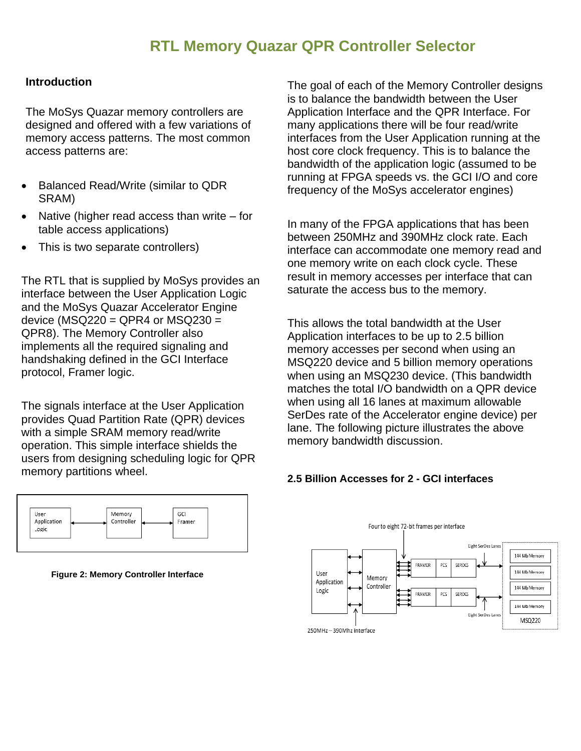# RTL Memory Quazar QPR Controller Selector

## Introduction

The MoSys Quazar memory controllers are designed and offered with a few variations of memory access patterns. The most common access patterns are:

- Balanced Read/Write (similar to QDR SRAM)
- Native (higher read access than write – for table access applications)
- This is two separate controllers)

The RTL that is supplied by MoSys provides an interface between the User Application Logic and the MoSys Quazar Accelerator Engine device (MSQ220 = QPR4 or MSQ230 = QPR8). The Memory Controller also implements all the required signaling and handshaking defined in the GCI Interface protocol, Framer logic.

The signals interface at the User Application provides Quad Partition Rate (QPR) devices with a simple SRAM memory read/write operation. This simple interface shields the users from designing scheduling logic for QPR memory partitions wheel.

**Figure 2: Memory Controller Interface**

The goal of each of the Memory Controller designs is to balance the bandwidth between the User Application Interface and the QPR Interface. For many applications there will be four read/write interfaces from the User Application running at the host core clock frequency. This is to balance the bandwidth of the application logic (assumed to be running at FPGA speeds vs. the GCI I/O and core frequency of the MoSys accelerator engines)

In many of the FPGA applications that has been between 250MHz and 390MHz clock rate. Each interface can accommodate one memory read and one memory write on each clock cycle. These result in memory accesses per interface that can saturate the access bus to the memory.

This allows the total bandwidth at the User Application interfaces to be up to 2.5 billion memory accesses per second when using an MSQ220 device and 5 billion memory operations when using an MSQ230 device. (This bandwidth matches the total I/O bandwidth on a QPR device when using all 16 lanes at maximum allowable SerDes rate of the Accelerator engine device) per lane. The following picture illustrates the above memory bandwidth discussion.

**2.5 Billion Accesses for 2 - GCI interfaces**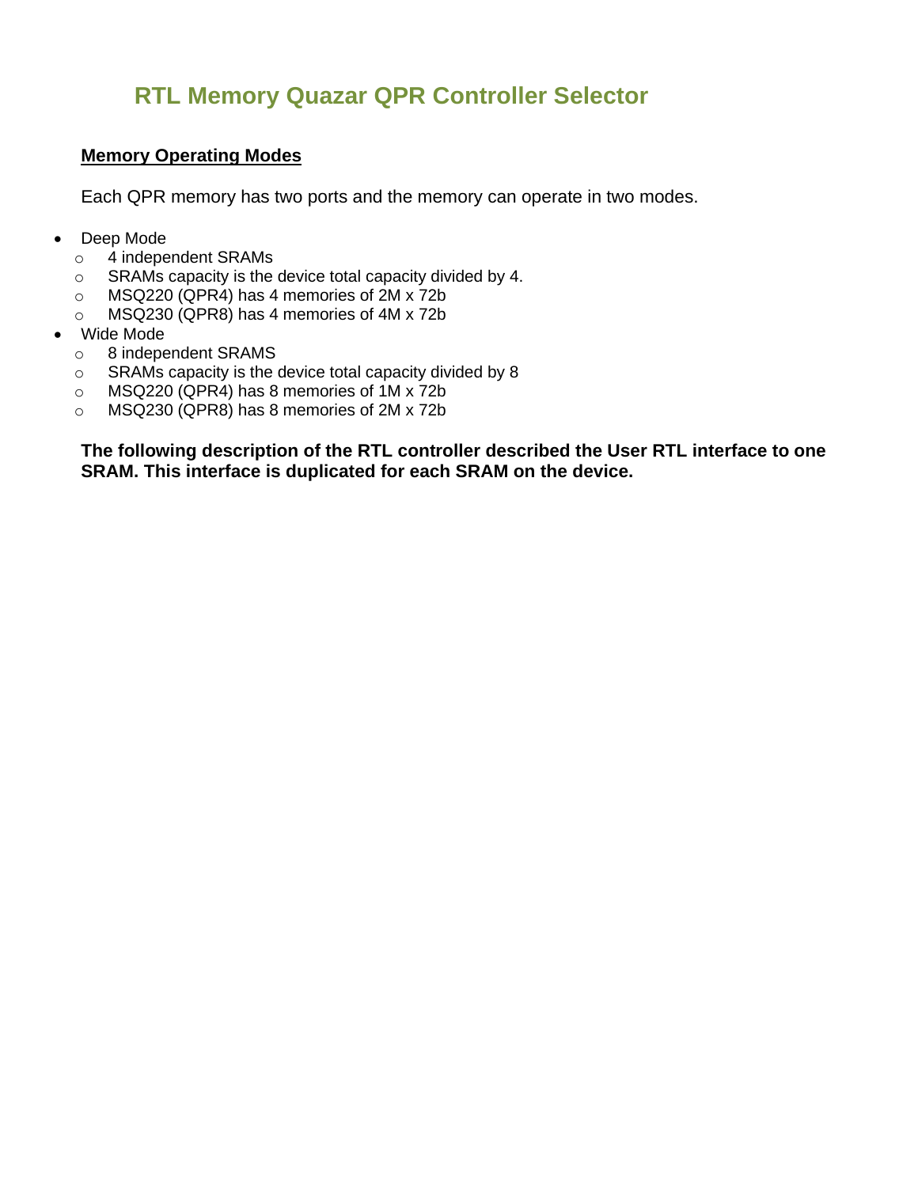## RTL Memory Quazar QPR Controller Selector

### Memory Operating Modes

Each QPR memory has two ports and the memory can operate in two modes.

- Deep Mode
  - 4 independent SRAMs
  - SRAMs capacity is the device total capacity divided by 4.
  - MSQ220 (QPR4) has 4 memories of 2M x 72b
  - MSQ230 (QPR8) has 4 memories of 4M x 72b
- Wide Mode
  - 8 independent SRAMS
  - SRAMs capacity is the device total capacity divided by 8
  - MSQ220 (QPR4) has 8 memories of 1M x 72b
  - MSQ230 (QPR8) has 8 memories of 2M x 72b

**The following description of the RTL controller described the User RTL interface to one SRAM. This interface is duplicated for each SRAM on the device.**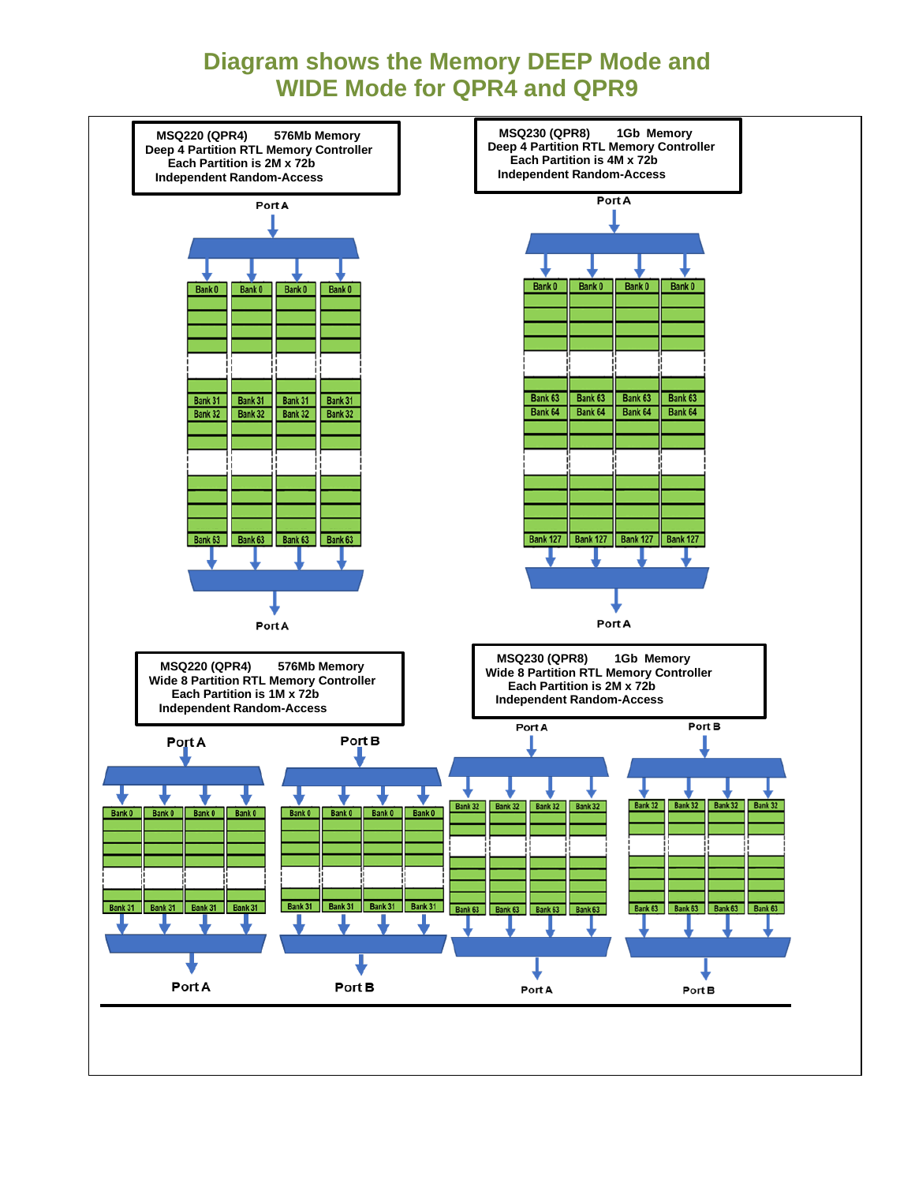# Diagram shows the Memory DEEP Mode and WIDE Mode for QPR4 and QPR9

**MSQ220 (QPR4) 576Mb Memory**
**Deep 4 Partition RTL Memory Controller**
**Each Partition is 2M x 72b**
**Independent Random-Access**

Port A

Bank 0 | Bank 0 | Bank 0 | Bank 0

Bank 31 | Bank 31 | Bank 31 | Bank 31

Bank 32 | Bank 32 | Bank 32 | Bank 32

Bank 63 | Bank 63 | Bank 63 | Bank 63

Port A

**MSQ230 (QPR8) 1Gb Memory**
**Deep 4 Partition RTL Memory Controller**
**Each Partition is 4M x 72b**
**Independent Random-Access**

Port A

Bank 0 | Bank 0 | Bank 0 | Bank 0

Bank 63 | Bank 63 | Bank 63 | Bank 63

Bank 64 | Bank 64 | Bank 64 | Bank 64

Bank 127 | Bank 127 | Bank 127 | Bank 127

Port A

**MSQ220 (QPR4) 576Mb Memory**
**Wide 8 Partition RTL Memory Controller**
**Each Partition is 1M x 72b**
**Independent Random-Access**

Port A

Bank 0 | Bank 0 | Bank 0 | Bank 0

Bank 31 | Bank 31 | Bank 31 | Bank 31

Port A

Port B

Bank 0 | Bank 0 | Bank 0 | Bank 0

Bank 31 | Bank 31 | Bank 31 | Bank 31

Port B

**MSQ230 (QPR8) 1Gb Memory**
**Wide 8 Partition RTL Memory Controller**
**Each Partition is 2M x 72b**
**Independent Random-Access**

Port A

Bank 32 | Bank 32 | Bank 32 | Bank 32

Bank 63 | Bank 63 | Bank 63 | Bank 63

Port A

Port B

Bank 32 | Bank 32 | Bank 32 | Bank 32

Bank 63 | Bank 63 | Bank 63 | Bank 63

Port B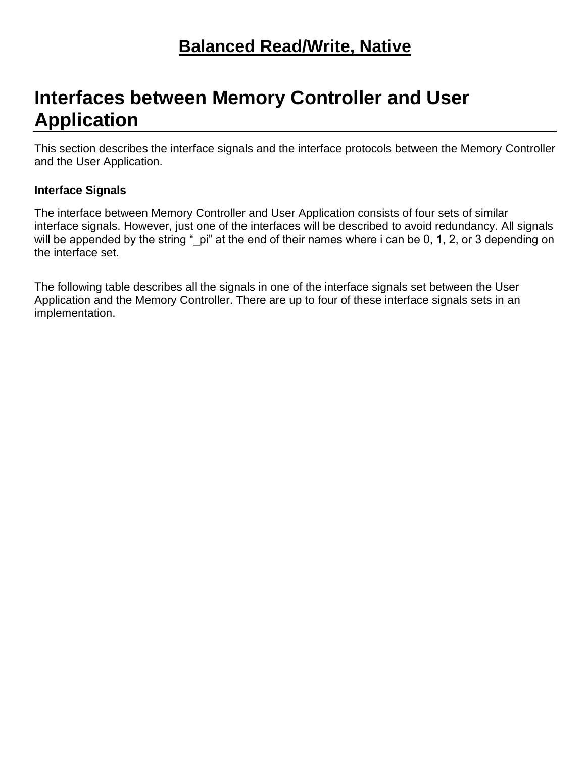# Balanced Read/Write, Native

## Interfaces between Memory Controller and User Application

This section describes the interface signals and the interface protocols between the Memory Controller and the User Application.

### Interface Signals

The interface between Memory Controller and User Application consists of four sets of similar interface signals. However, just one of the interfaces will be described to avoid redundancy. All signals will be appended by the string "_pi" at the end of their names where i can be 0, 1, 2, or 3 depending on the interface set.

The following table describes all the signals in one of the interface signals set between the User Application and the Memory Controller. There are up to four of these interface signals sets in an implementation.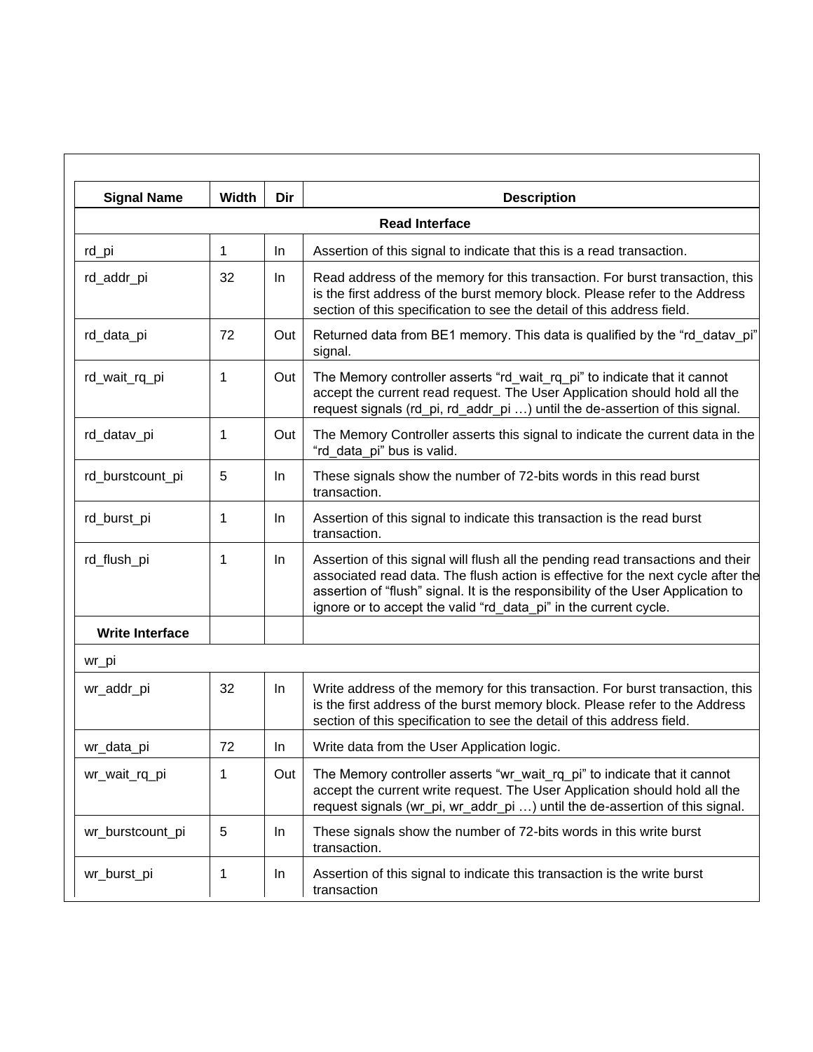| Signal Name | Width | Dir | Description |
|---|---|---|---|
| **Read Interface** | | | |
| rd_pi | 1 | In | Assertion of this signal to indicate that this is a read transaction. |
| rd_addr_pi | 32 | In | Read address of the memory for this transaction. For burst transaction, this is the first address of the burst memory block. Please refer to the Address section of this specification to see the detail of this address field. |
| rd_data_pi | 72 | Out | Returned data from BE1 memory. This data is qualified by the “rd_datav_pi” signal. |
| rd_wait_rq_pi | 1 | Out | The Memory controller asserts “rd_wait_rq_pi” to indicate that it cannot accept the current read request. The User Application should hold all the request signals (rd_pi, rd_addr_pi …) until the de-assertion of this signal. |
| rd_datav_pi | 1 | Out | The Memory Controller asserts this signal to indicate the current data in the “rd_data_pi” bus is valid. |
| rd_burstcount_pi | 5 | In | These signals show the number of 72-bits words in this read burst transaction. |
| rd_burst_pi | 1 | In | Assertion of this signal to indicate this transaction is the read burst transaction. |
| rd_flush_pi | 1 | In | Assertion of this signal will flush all the pending read transactions and their associated read data. The flush action is effective for the next cycle after the assertion of “flush” signal. It is the responsibility of the User Application to ignore or to accept the valid “rd_data_pi” in the current cycle. |
| **Write Interface** | | | |
| wr_pi | | | |
| wr_addr_pi | 32 | In | Write address of the memory for this transaction. For burst transaction, this is the first address of the burst memory block. Please refer to the Address section of this specification to see the detail of this address field. |
| wr_data_pi | 72 | In | Write data from the User Application logic. |
| wr_wait_rq_pi | 1 | Out | The Memory controller asserts “wr_wait_rq_pi” to indicate that it cannot accept the current write request. The User Application should hold all the request signals (wr_pi, wr_addr_pi …) until the de-assertion of this signal. |
| wr_burstcount_pi | 5 | In | These signals show the number of 72-bits words in this write burst transaction. |
| wr_burst_pi | 1 | In | Assertion of this signal to indicate this transaction is the write burst transaction |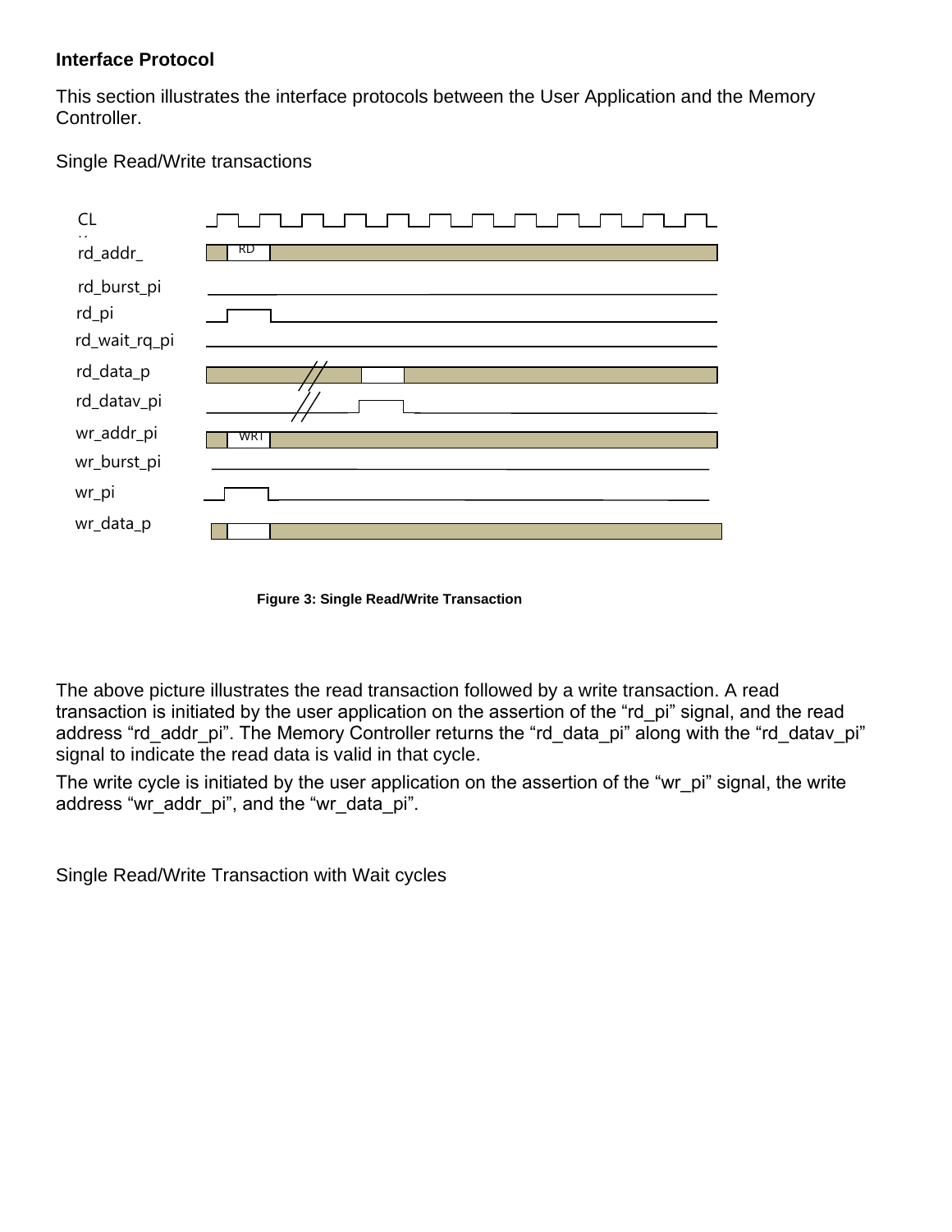**Interface Protocol**

This section illustrates the interface protocols between the User Application and the Memory Controller.

Single Read/Write transactions

CLK
rd_addr_
RD
rd_burst_pi
rd_pi
rd_wait_rq_pi
rd_data_p
rd_datav_pi
wr_addr_pi
WRT
wr_burst_pi
wr_pi
wr_data_p

**Figure 3: Single Read/Write Transaction**

The above picture illustrates the read transaction followed by a write transaction. A read transaction is initiated by the user application on the assertion of the “rd_pi” signal, and the read address “rd_addr_pi”. The Memory Controller returns the “rd_data_pi” along with the “rd_datav_pi” signal to indicate the read data is valid in that cycle.

The write cycle is initiated by the user application on the assertion of the “wr_pi” signal, the write address “wr_addr_pi”, and the “wr_data_pi”.

Single Read/Write Transaction with Wait cycles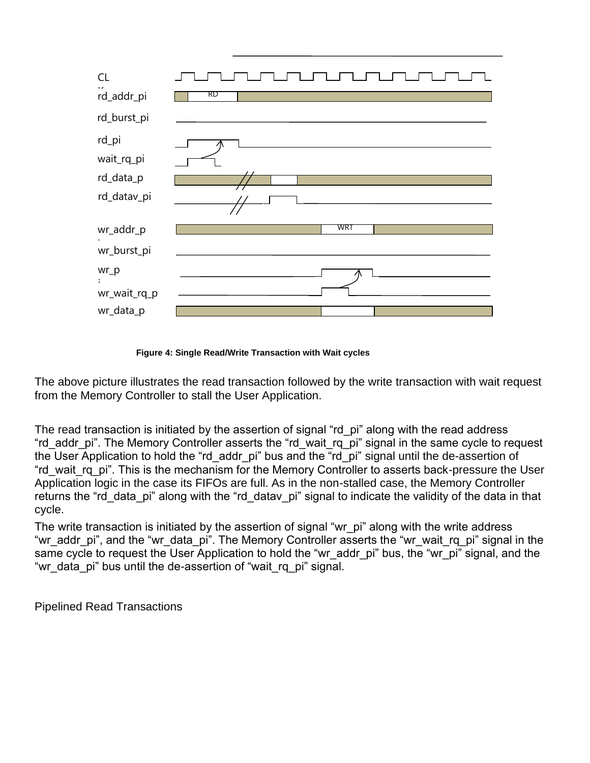Figure 4: Single Read/Write Transaction with Wait cycles

The above picture illustrates the read transaction followed by the write transaction with wait request from the Memory Controller to stall the User Application.

The read transaction is initiated by the assertion of signal "rd_pi" along with the read address "rd_addr_pi". The Memory Controller asserts the "rd_wait_rq_pi" signal in the same cycle to request the User Application to hold the "rd_addr_pi" bus and the "rd_pi" signal until the de-assertion of "rd_wait_rq_pi". This is the mechanism for the Memory Controller to asserts back-pressure the User Application logic in the case its FIFOs are full. As in the non-stalled case, the Memory Controller returns the "rd_data_pi" along with the "rd_datav_pi" signal to indicate the validity of the data in that cycle.

The write transaction is initiated by the assertion of signal "wr_pi" along with the write address "wr_addr_pi", and the "wr_data_pi". The Memory Controller asserts the "wr_wait_rq_pi" signal in the same cycle to request the User Application to hold the "wr_addr_pi" bus, the "wr_pi" signal, and the "wr_data_pi" bus until the de-assertion of "wait_rq_pi" signal.

## Pipelined Read Transactions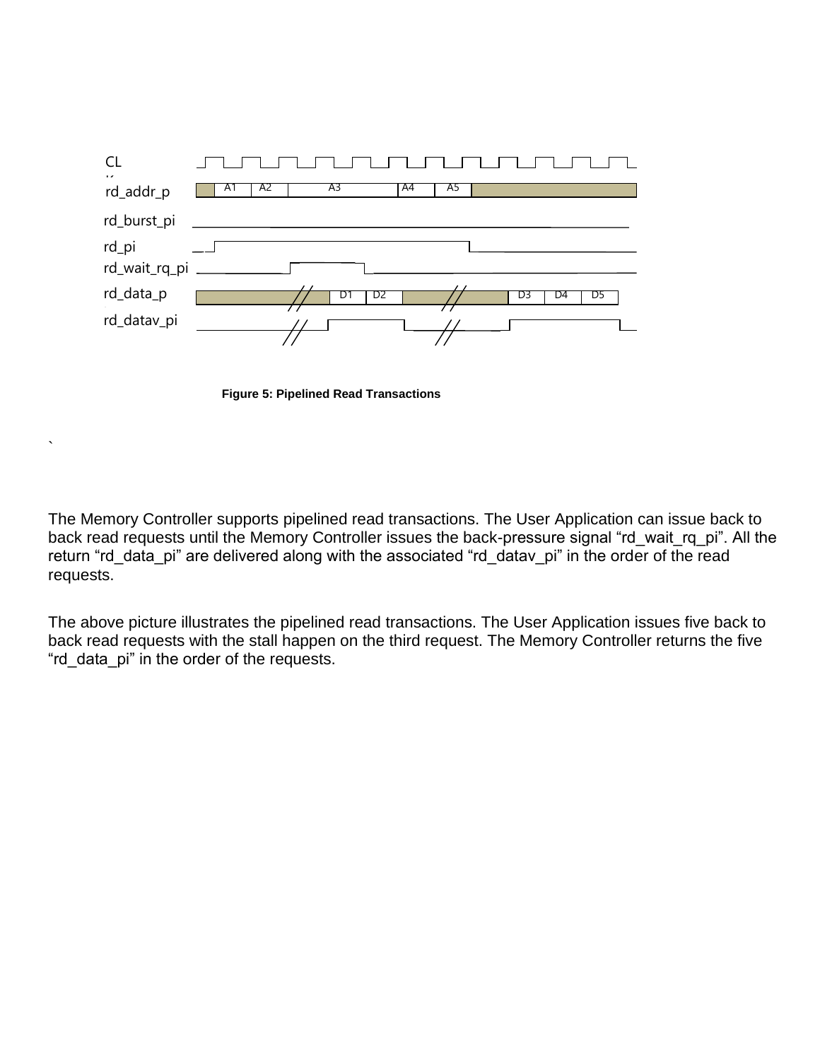CLK

rd_addr_p | A1 | A2 | A3 | A4 | A5

rd_burst_pi

rd_pi

rd_wait_rq_pi

rd_data_p | D1 | D2 | D3 | D4 | D5

rd_datav_pi

**Figure 5: Pipelined Read Transactions**

`

The Memory Controller supports pipelined read transactions. The User Application can issue back to back read requests until the Memory Controller issues the back-pressure signal “rd_wait_rq_pi”. All the return “rd_data_pi” are delivered along with the associated “rd_datav_pi” in the order of the read requests.

The above picture illustrates the pipelined read transactions. The User Application issues five back to back read requests with the stall happen on the third request. The Memory Controller returns the five “rd_data_pi” in the order of the requests.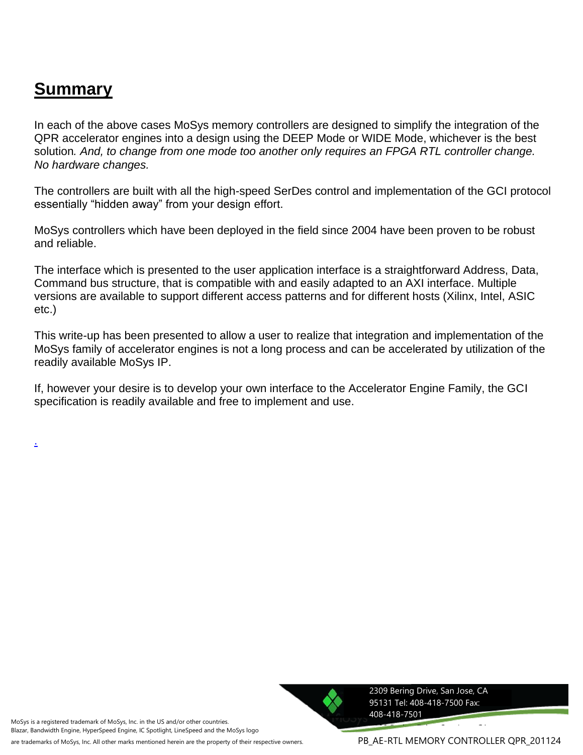## Summary

In each of the above cases MoSys memory controllers are designed to simplify the integration of the QPR accelerator engines into a design using the DEEP Mode or WIDE Mode, whichever is the best solution*. And, to change from one mode too another only requires an FPGA RTL controller change. No hardware changes.*

The controllers are built with all the high-speed SerDes control and implementation of the GCI protocol essentially "hidden away" from your design effort.

MoSys controllers which have been deployed in the field since 2004 have been proven to be robust and reliable.

The interface which is presented to the user application interface is a straightforward Address, Data, Command bus structure, that is compatible with and easily adapted to an AXI interface. Multiple versions are available to support different access patterns and for different hosts (Xilinx, Intel, ASIC etc.)

This write-up has been presented to allow a user to realize that integration and implementation of the MoSys family of accelerator engines is not a long process and can be accelerated by utilization of the readily available MoSys IP.

If, however your desire is to develop your own interface to the Accelerator Engine Family, the GCI specification is readily available and free to implement and use.

.

MoSys is a registered trademark of MoSys, Inc. in the US and/or other countries.
Blazar, Bandwidth Engine, HyperSpeed Engine, IC Spotlight, LineSpeed and the MoSys logo are trademarks of MoSys, Inc. All other marks mentioned herein are the property of their respective owners.

2309 Bering Drive, San Jose, CA 95131 Tel: 408-418-7500 Fax: 408-418-7501

PB_AE-RTL MEMORY CONTROLLER QPR_201124